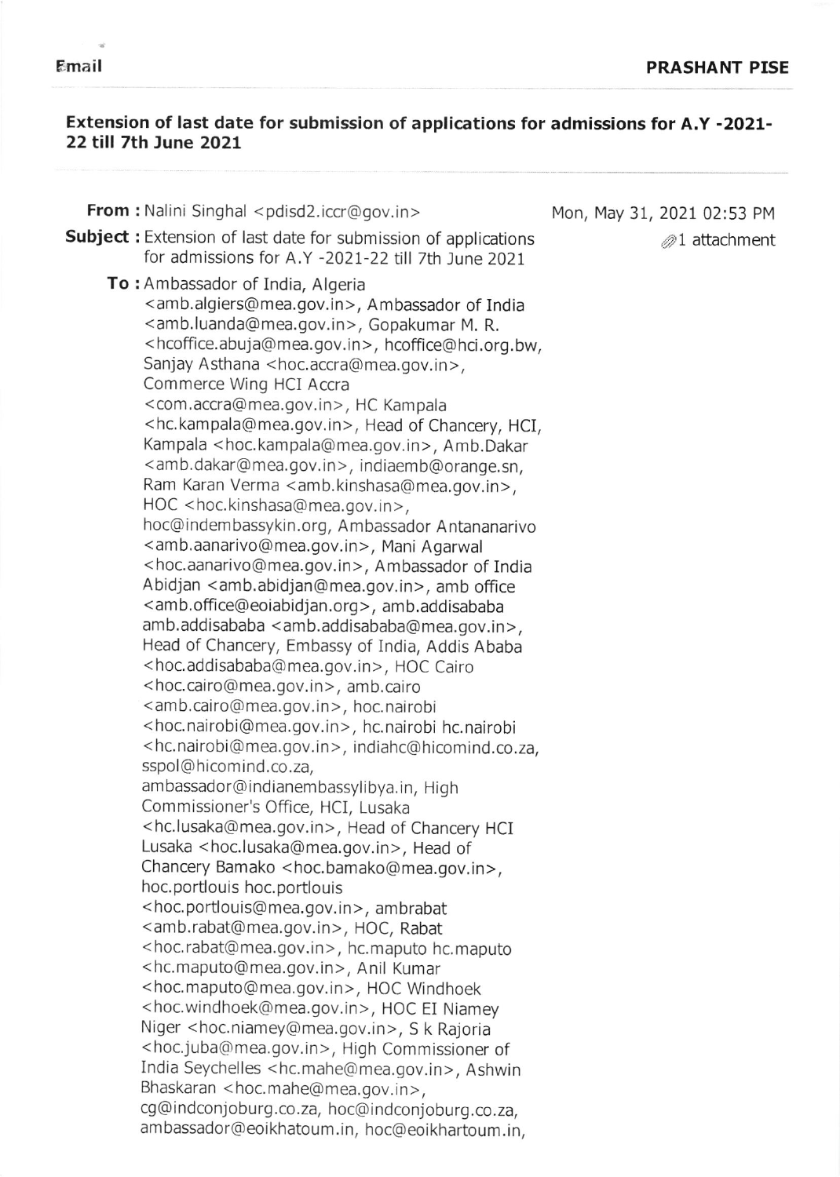Email

**PRASHANT PISE**

**Extension of last date for submission of applications for admissions for A.Y -2021-22 till 7th June 2021**

**From :** Nalini Singhal <pdisd2.iccr@gov.in>

Mon, May 31, 2021 02:53 PM

1 attachment

**Subject :** Extension of last date for submission of applications for admissions for A.Y -2021-22 till 7th June 2021

**To :** Ambassador of India, Algeria <amb.algiers@mea.gov.in>, Ambassador of India <amb.luanda@mea.gov.in>, Gopakumar M. R. <hcoffice.abuja@mea.gov.in>, hcoffice@hci.org.bw, Sanjay Asthana <hoc.accra@mea.gov.in>, Commerce Wing HCI Accra <com.accra@mea.gov.in>, HC Kampala <hc.kampala@mea.gov.in>, Head of Chancery, HCI, Kampala <hoc.kampala@mea.gov.in>, Amb.Dakar <amb.dakar@mea.gov.in>, indiaemb@orange.sn, Ram Karan Verma <amb.kinshasa@mea.gov.in>, HOC <hoc.kinshasa@mea.gov.in>, hoc@indembassykin.org, Ambassador Antananarivo <amb.aanarivo@mea.gov.in>, Mani Agarwal <hoc.aanarivo@mea.gov.in>, Ambassador of India Abidjan <amb.abidjan@mea.gov.in>, amb office <amb.office@eoiabidjan.org>, amb.addisababa amb.addisababa <amb.addisababa@mea.gov.in>, Head of Chancery, Embassy of India, Addis Ababa <hoc.addisababa@mea.gov.in>, HOC Cairo <hoc.cairo@mea.gov.in>, amb.cairo <amb.cairo@mea.gov.in>, hoc.nairobi <hoc.nairobi@mea.gov.in>, hc.nairobi hc.nairobi <hc.nairobi@mea.gov.in>, indiahc@hicomind.co.za, sspol@hicomind.co.za, ambassador@indianembassylibya.in, High Commissioner's Office, HCI, Lusaka <hc.lusaka@mea.gov.in>, Head of Chancery HCI Lusaka <hoc.lusaka@mea.gov.in>, Head of Chancery Bamako <hoc.bamako@mea.gov.in>, hoc.portlouis hoc.portlouis <hoc.portlouis@mea.gov.in>, ambrabat <amb.rabat@mea.gov.in>, HOC, Rabat <hoc.rabat@mea.gov.in>, hc.maputo hc.maputo <hc.maputo@mea.gov.in>, Anil Kumar <hoc.maputo@mea.gov.in>, HOC Windhoek <hoc.windhoek@mea.gov.in>, HOC EI Niamey Niger <hoc.niamey@mea.gov.in>, S k Rajoria <hoc.juba@mea.gov.in>, High Commissioner of India Seychelles <hc.mahe@mea.gov.in>, Ashwin Bhaskaran <hoc.mahe@mea.gov.in>, cg@indconjoburg.co.za, hoc@indconjoburg.co.za, ambassador@eoikhatoum.in, hoc@eoikhartoum.in,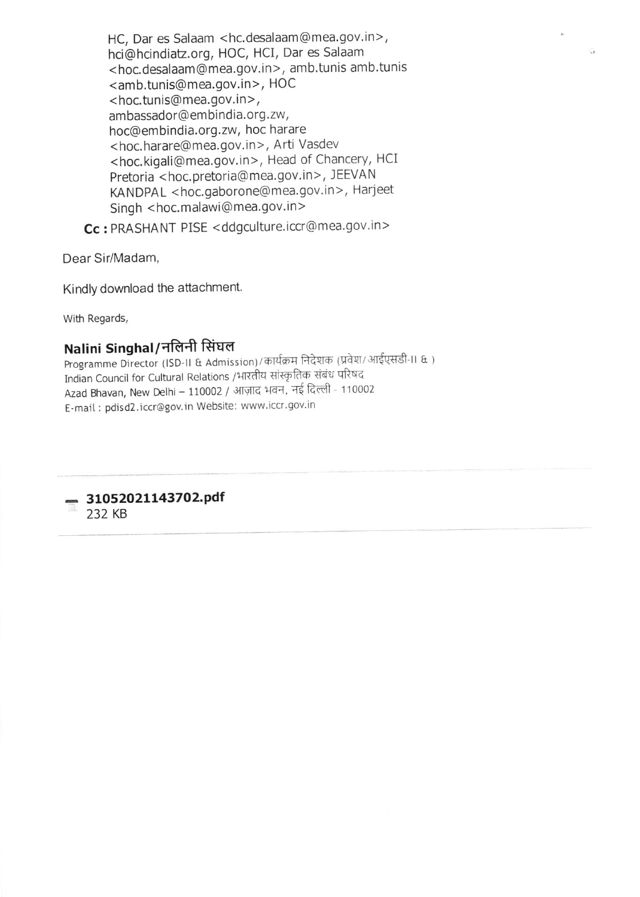HC, Dar es Salaam <hc.desalaam@mea.gov.in>, hci@hcindiatz.org, HOC, HCI, Dar es Salaam <hoc.desalaam@mea.gov.in>, amb.tunis amb.tunis <amb.tunis@mea.gov.in>, HOC <hoc.tunis@mea.gov.in>, ambassador@embindia.org.zw, hoc@embindia.org.zw, hoc harare <hoc.harare@mea.gov.in>, Arti Vasdev <hoc.kigali@mea.gov.in>, Head of Chancery, HCI Pretoria <hoc.pretoria@mea.gov.in>, JEEVAN KANDPAL <hoc.gaborone@mea.gov.in>, Harjeet Singh <hoc.malawi@mea.gov.in>

**Cc :** PRASHANT PISE <ddgculture.iccr@mea.gov.in>

Dear Sir/Madam,

Kindly download the attachment.

With Regards,

**Nalini Singhal/नलिनी सिंघल**
Programme Director (ISD-II & Admission)/कार्यक्रम निदेशक (प्रवेश/आईएसडी-II & )
Indian Council for Cultural Relations /भारतीय सांस्कृतिक संबंध परिषद
Azad Bhavan, New Delhi – 110002 / आज़ाद भवन, नई दिल्ली - 110002
E-mail : pdisd2.iccr@gov.in Website: www.iccr.gov.in

**31052021143702.pdf**
232 KB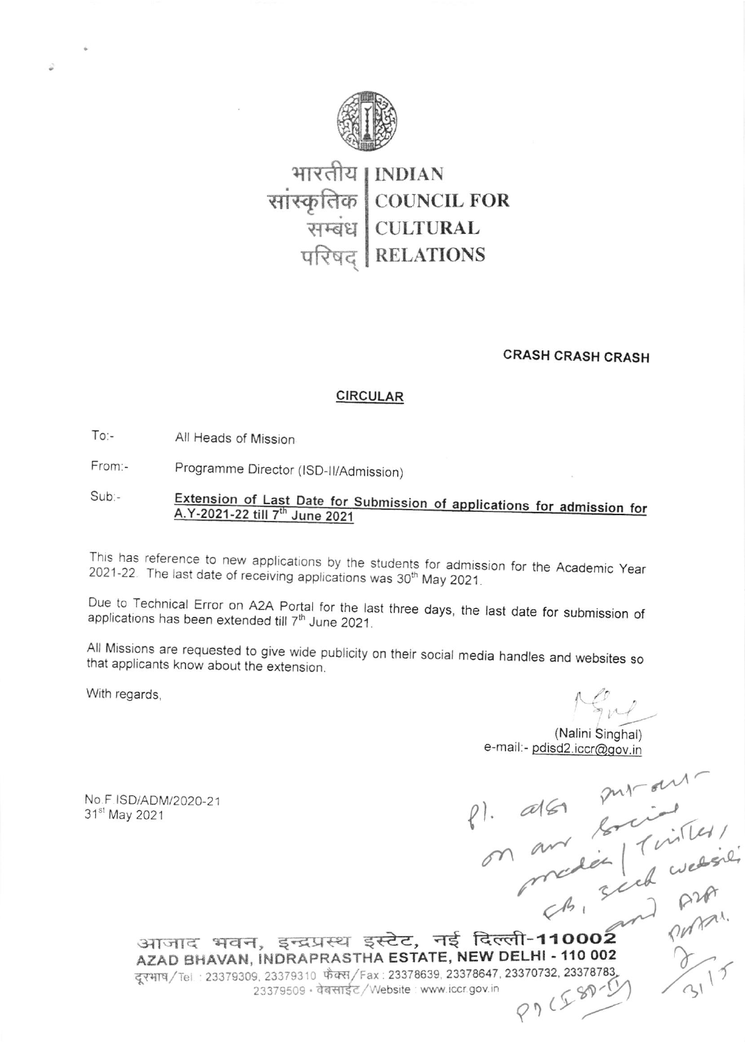भारतीय सांस्कृतिक सम्बंध परिषद्

**INDIAN COUNCIL FOR CULTURAL RELATIONS**

**CRASH CRASH CRASH**

## CIRCULAR

To:- All Heads of Mission

From:- Programme Director (ISD-II/Admission)

Sub:- **Extension of Last Date for Submission of applications for admission for A.Y-2021-22 till 7th June 2021**

This has reference to new applications by the students for admission for the Academic Year 2021-22. The last date of receiving applications was 30th May 2021.

Due to Technical Error on A2A Portal for the last three days, the last date for submission of applications has been extended till 7th June 2021.

All Missions are requested to give wide publicity on their social media handles and websites so that applicants know about the extension.

With regards,

(Nalini Singhal)
e-mail:- pdisd2.iccr@gov.in

No.F.ISD/ADM/2020-21
31st May 2021

Pl. also put out on our social media / Twitter / FB, such website and A2A portal.

आजाद भवन, इन्द्रप्रस्थ इस्टेट, नई दिल्ली-110002
AZAD BHAVAN, INDRAPRASTHA ESTATE, NEW DELHI - 110 002
दूरभाष/Tel : 23379309, 23379310 फैक्स/Fax : 23378639, 23378647, 23370732, 23378783, 23379509 • वेबसाईट/Website : www.iccr.gov.in